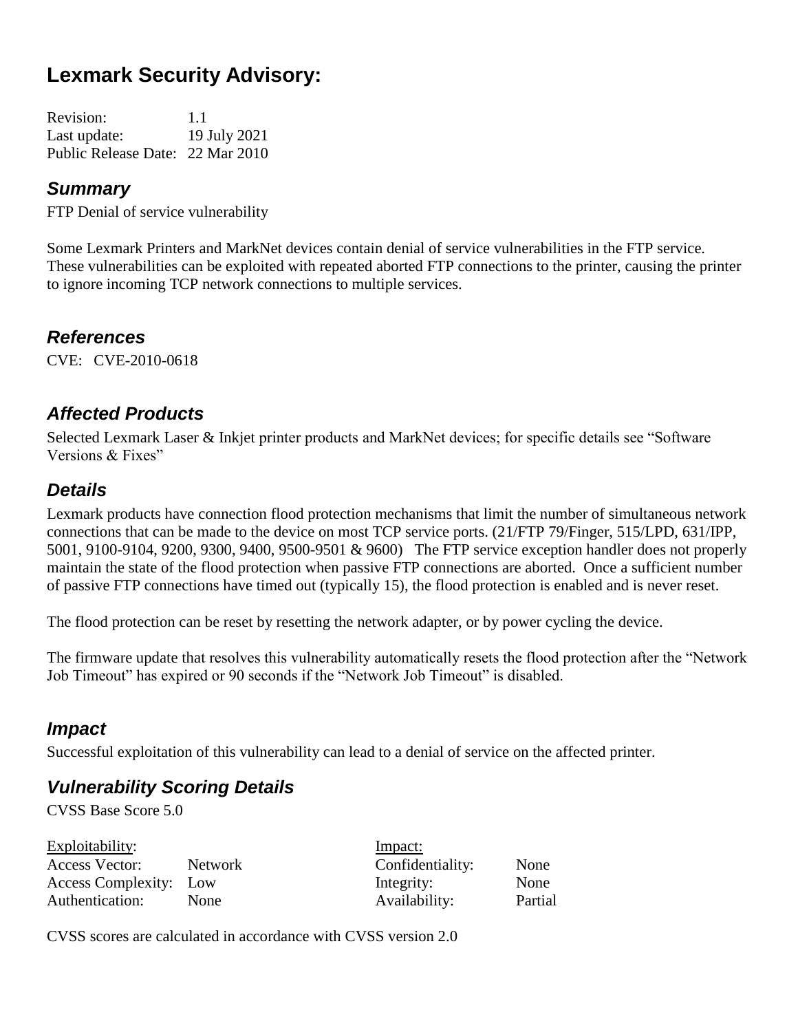# Lexmark Security Advisory:

Revision: 1.1
Last update: 19 July 2021
Public Release Date: 22 Mar 2010

## *Summary*

FTP Denial of service vulnerability

Some Lexmark Printers and MarkNet devices contain denial of service vulnerabilities in the FTP service. These vulnerabilities can be exploited with repeated aborted FTP connections to the printer, causing the printer to ignore incoming TCP network connections to multiple services.

## *References*

CVE: CVE-2010-0618

## *Affected Products*

Selected Lexmark Laser & Inkjet printer products and MarkNet devices; for specific details see "Software Versions & Fixes"

## *Details*

Lexmark products have connection flood protection mechanisms that limit the number of simultaneous network connections that can be made to the device on most TCP service ports. (21/FTP 79/Finger, 515/LPD, 631/IPP, 5001, 9100-9104, 9200, 9300, 9400, 9500-9501 & 9600) The FTP service exception handler does not properly maintain the state of the flood protection when passive FTP connections are aborted. Once a sufficient number of passive FTP connections have timed out (typically 15), the flood protection is enabled and is never reset.

The flood protection can be reset by resetting the network adapter, or by power cycling the device.

The firmware update that resolves this vulnerability automatically resets the flood protection after the "Network Job Timeout" has expired or 90 seconds if the "Network Job Timeout" is disabled.

## *Impact*

Successful exploitation of this vulnerability can lead to a denial of service on the affected printer.

## *Vulnerability Scoring Details*

CVSS Base Score 5.0

| Exploitability: | | Impact: | |
|---|---|---|---|
| Access Vector: | Network | Confidentiality: | None |
| Access Complexity: | Low | Integrity: | None |
| Authentication: | None | Availability: | Partial |

CVSS scores are calculated in accordance with CVSS version 2.0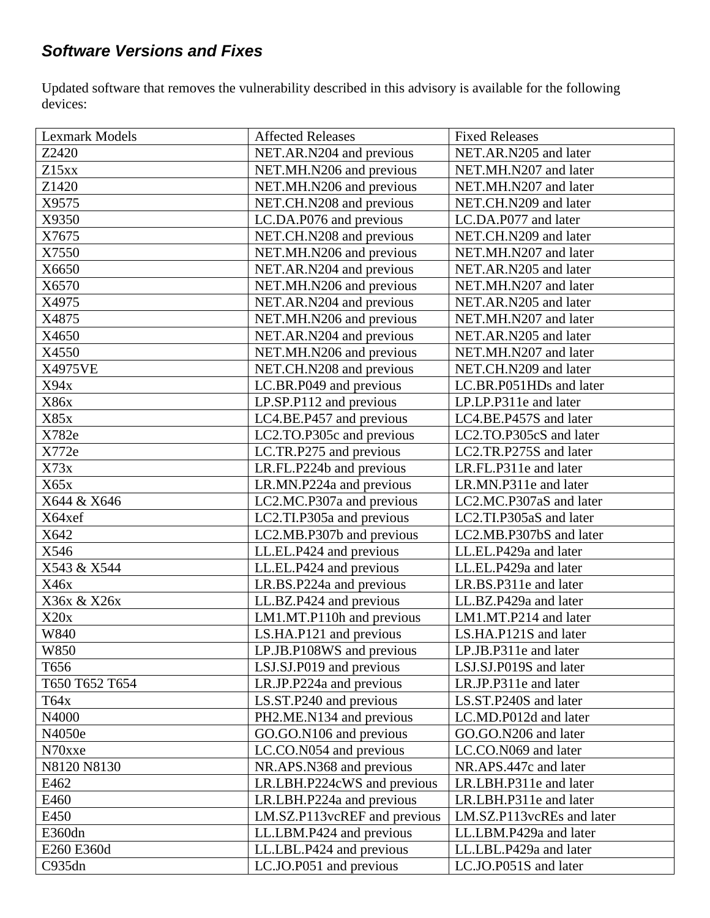### *Software Versions and Fixes*

Updated software that removes the vulnerability described in this advisory is available for the following devices:

| Lexmark Models | Affected Releases | Fixed Releases |
|---|---|---|
| Z2420 | NET.AR.N204 and previous | NET.AR.N205 and later |
| Z15xx | NET.MH.N206 and previous | NET.MH.N207 and later |
| Z1420 | NET.MH.N206 and previous | NET.MH.N207 and later |
| X9575 | NET.CH.N208 and previous | NET.CH.N209 and later |
| X9350 | LC.DA.P076 and previous | LC.DA.P077 and later |
| X7675 | NET.CH.N208 and previous | NET.CH.N209 and later |
| X7550 | NET.MH.N206 and previous | NET.MH.N207 and later |
| X6650 | NET.AR.N204 and previous | NET.AR.N205 and later |
| X6570 | NET.MH.N206 and previous | NET.MH.N207 and later |
| X4975 | NET.AR.N204 and previous | NET.AR.N205 and later |
| X4875 | NET.MH.N206 and previous | NET.MH.N207 and later |
| X4650 | NET.AR.N204 and previous | NET.AR.N205 and later |
| X4550 | NET.MH.N206 and previous | NET.MH.N207 and later |
| X4975VE | NET.CH.N208 and previous | NET.CH.N209 and later |
| X94x | LC.BR.P049 and previous | LC.BR.P051HDs and later |
| X86x | LP.SP.P112 and previous | LP.LP.P311e and later |
| X85x | LC4.BE.P457 and previous | LC4.BE.P457S and later |
| X782e | LC2.TO.P305c and previous | LC2.TO.P305cS and later |
| X772e | LC.TR.P275 and previous | LC2.TR.P275S and later |
| X73x | LR.FL.P224b and previous | LR.FL.P311e and later |
| X65x | LR.MN.P224a and previous | LR.MN.P311e and later |
| X644 & X646 | LC2.MC.P307a and previous | LC2.MC.P307aS and later |
| X64xef | LC2.TI.P305a and previous | LC2.TI.P305aS and later |
| X642 | LC2.MB.P307b and previous | LC2.MB.P307bS and later |
| X546 | LL.EL.P424 and previous | LL.EL.P429a and later |
| X543 & X544 | LL.EL.P424 and previous | LL.EL.P429a and later |
| X46x | LR.BS.P224a and previous | LR.BS.P311e and later |
| X36x & X26x | LL.BZ.P424 and previous | LL.BZ.P429a and later |
| X20x | LM1.MT.P110h and previous | LM1.MT.P214 and later |
| W840 | LS.HA.P121 and previous | LS.HA.P121S and later |
| W850 | LP.JB.P108WS and previous | LP.JB.P311e and later |
| T656 | LSJ.SJ.P019 and previous | LSJ.SJ.P019S and later |
| T650 T652 T654 | LR.JP.P224a and previous | LR.JP.P311e and later |
| T64x | LS.ST.P240 and previous | LS.ST.P240S and later |
| N4000 | PH2.ME.N134 and previous | LC.MD.P012d and later |
| N4050e | GO.GO.N106 and previous | GO.GO.N206 and later |
| N70xxe | LC.CO.N054 and previous | LC.CO.N069 and later |
| N8120 N8130 | NR.APS.N368 and previous | NR.APS.447c and later |
| E462 | LR.LBH.P224cWS and previous | LR.LBH.P311e and later |
| E460 | LR.LBH.P224a and previous | LR.LBH.P311e and later |
| E450 | LM.SZ.P113vcREF and previous | LM.SZ.P113vcREs and later |
| E360dn | LL.LBM.P424 and previous | LL.LBM.P429a and later |
| E260 E360d | LL.LBL.P424 and previous | LL.LBL.P429a and later |
| C935dn | LC.JO.P051 and previous | LC.JO.P051S and later |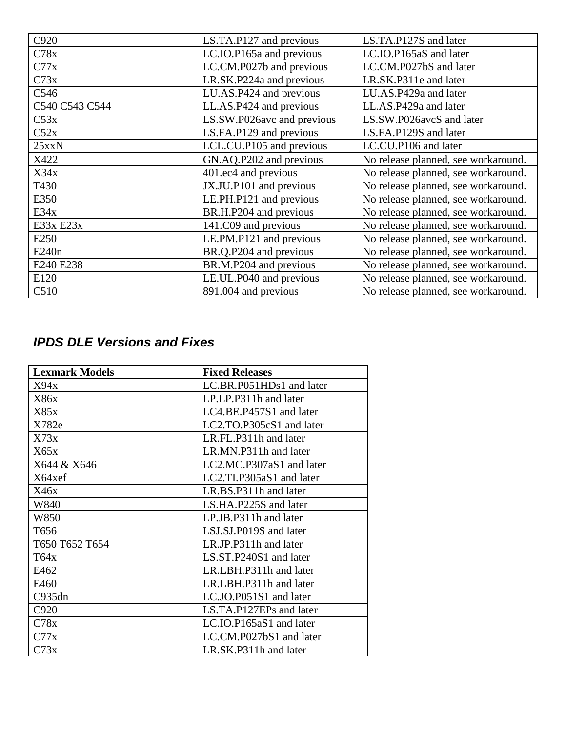| | | |
|---|---|---|
| C920 | LS.TA.P127 and previous | LS.TA.P127S and later |
| C78x | LC.IO.P165a and previous | LC.IO.P165aS and later |
| C77x | LC.CM.P027b and previous | LC.CM.P027bS and later |
| C73x | LR.SK.P224a and previous | LR.SK.P311e and later |
| C546 | LU.AS.P424 and previous | LU.AS.P429a and later |
| C540 C543 C544 | LL.AS.P424 and previous | LL.AS.P429a and later |
| C53x | LS.SW.P026avc and previous | LS.SW.P026avcS and later |
| C52x | LS.FA.P129 and previous | LS.FA.P129S and later |
| 25xxN | LCL.CU.P105 and previous | LC.CU.P106 and later |
| X422 | GN.AQ.P202 and previous | No release planned, see workaround. |
| X34x | 401.ec4 and previous | No release planned, see workaround. |
| T430 | JX.JU.P101 and previous | No release planned, see workaround. |
| E350 | LE.PH.P121 and previous | No release planned, see workaround. |
| E34x | BR.H.P204 and previous | No release planned, see workaround. |
| E33x E23x | 141.C09 and previous | No release planned, see workaround. |
| E250 | LE.PM.P121 and previous | No release planned, see workaround. |
| E240n | BR.Q.P204 and previous | No release planned, see workaround. |
| E240 E238 | BR.M.P204 and previous | No release planned, see workaround. |
| E120 | LE.UL.P040 and previous | No release planned, see workaround. |
| C510 | 891.004 and previous | No release planned, see workaround. |

### *IPDS DLE Versions and Fixes*

| Lexmark Models | Fixed Releases |
|---|---|
| X94x | LC.BR.P051HDs1 and later |
| X86x | LP.LP.P311h and later |
| X85x | LC4.BE.P457S1 and later |
| X782e | LC2.TO.P305cS1 and later |
| X73x | LR.FL.P311h and later |
| X65x | LR.MN.P311h and later |
| X644 & X646 | LC2.MC.P307aS1 and later |
| X64xef | LC2.TI.P305aS1 and later |
| X46x | LR.BS.P311h and later |
| W840 | LS.HA.P225S and later |
| W850 | LP.JB.P311h and later |
| T656 | LSJ.SJ.P019S and later |
| T650 T652 T654 | LR.JP.P311h and later |
| T64x | LS.ST.P240S1 and later |
| E462 | LR.LBH.P311h and later |
| E460 | LR.LBH.P311h and later |
| C935dn | LC.JO.P051S1 and later |
| C920 | LS.TA.P127EPs and later |
| C78x | LC.IO.P165aS1 and later |
| C77x | LC.CM.P027bS1 and later |
| C73x | LR.SK.P311h and later |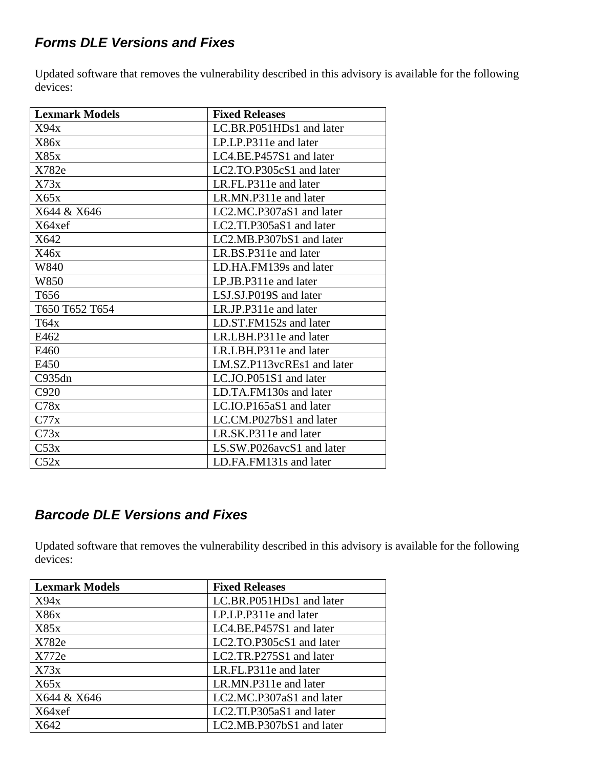### *Forms DLE Versions and Fixes*

Updated software that removes the vulnerability described in this advisory is available for the following devices:

| Lexmark Models | Fixed Releases |
|---|---|
| X94x | LC.BR.P051HDs1 and later |
| X86x | LP.LP.P311e and later |
| X85x | LC4.BE.P457S1 and later |
| X782e | LC2.TO.P305cS1 and later |
| X73x | LR.FL.P311e and later |
| X65x | LR.MN.P311e and later |
| X644 & X646 | LC2.MC.P307aS1 and later |
| X64xef | LC2.TI.P305aS1 and later |
| X642 | LC2.MB.P307bS1 and later |
| X46x | LR.BS.P311e and later |
| W840 | LD.HA.FM139s and later |
| W850 | LP.JB.P311e and later |
| T656 | LSJ.SJ.P019S and later |
| T650 T652 T654 | LR.JP.P311e and later |
| T64x | LD.ST.FM152s and later |
| E462 | LR.LBH.P311e and later |
| E460 | LR.LBH.P311e and later |
| E450 | LM.SZ.P113vcREs1 and later |
| C935dn | LC.JO.P051S1 and later |
| C920 | LD.TA.FM130s and later |
| C78x | LC.IO.P165aS1 and later |
| C77x | LC.CM.P027bS1 and later |
| C73x | LR.SK.P311e and later |
| C53x | LS.SW.P026avcS1 and later |
| C52x | LD.FA.FM131s and later |

### *Barcode DLE Versions and Fixes*

Updated software that removes the vulnerability described in this advisory is available for the following devices:

| Lexmark Models | Fixed Releases |
|---|---|
| X94x | LC.BR.P051HDs1 and later |
| X86x | LP.LP.P311e and later |
| X85x | LC4.BE.P457S1 and later |
| X782e | LC2.TO.P305cS1 and later |
| X772e | LC2.TR.P275S1 and later |
| X73x | LR.FL.P311e and later |
| X65x | LR.MN.P311e and later |
| X644 & X646 | LC2.MC.P307aS1 and later |
| X64xef | LC2.TI.P305aS1 and later |
| X642 | LC2.MB.P307bS1 and later |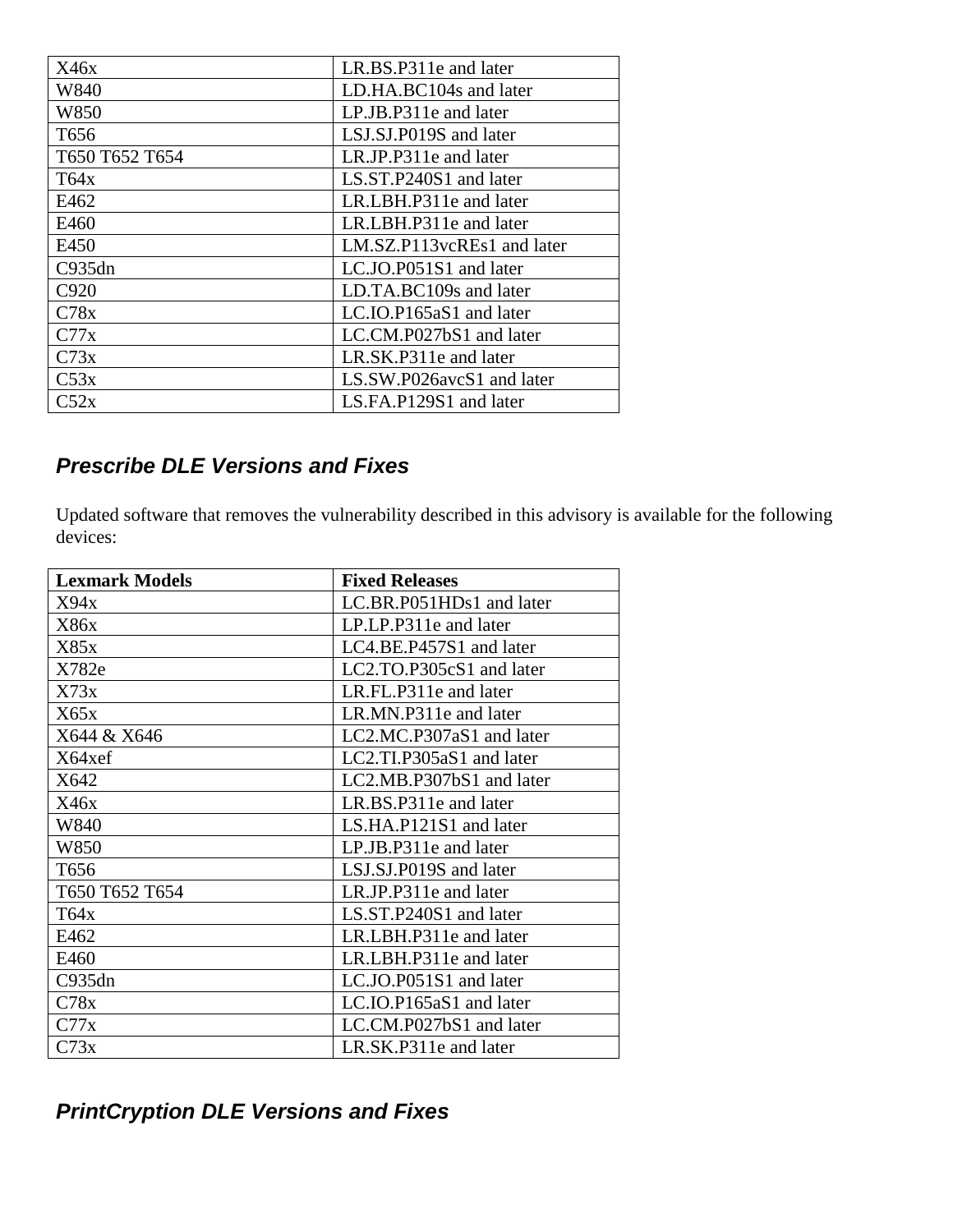| | |
|---|---|
| X46x | LR.BS.P311e and later |
| W840 | LD.HA.BC104s and later |
| W850 | LP.JB.P311e and later |
| T656 | LSJ.SJ.P019S and later |
| T650 T652 T654 | LR.JP.P311e and later |
| T64x | LS.ST.P240S1 and later |
| E462 | LR.LBH.P311e and later |
| E460 | LR.LBH.P311e and later |
| E450 | LM.SZ.P113vcREs1 and later |
| C935dn | LC.JO.P051S1 and later |
| C920 | LD.TA.BC109s and later |
| C78x | LC.IO.P165aS1 and later |
| C77x | LC.CM.P027bS1 and later |
| C73x | LR.SK.P311e and later |
| C53x | LS.SW.P026avcS1 and later |
| C52x | LS.FA.P129S1 and later |

## *Prescribe DLE Versions and Fixes*

Updated software that removes the vulnerability described in this advisory is available for the following devices:

| Lexmark Models | Fixed Releases |
|---|---|
| X94x | LC.BR.P051HDs1 and later |
| X86x | LP.LP.P311e and later |
| X85x | LC4.BE.P457S1 and later |
| X782e | LC2.TO.P305cS1 and later |
| X73x | LR.FL.P311e and later |
| X65x | LR.MN.P311e and later |
| X644 & X646 | LC2.MC.P307aS1 and later |
| X64xef | LC2.TI.P305aS1 and later |
| X642 | LC2.MB.P307bS1 and later |
| X46x | LR.BS.P311e and later |
| W840 | LS.HA.P121S1 and later |
| W850 | LP.JB.P311e and later |
| T656 | LSJ.SJ.P019S and later |
| T650 T652 T654 | LR.JP.P311e and later |
| T64x | LS.ST.P240S1 and later |
| E462 | LR.LBH.P311e and later |
| E460 | LR.LBH.P311e and later |
| C935dn | LC.JO.P051S1 and later |
| C78x | LC.IO.P165aS1 and later |
| C77x | LC.CM.P027bS1 and later |
| C73x | LR.SK.P311e and later |

## *PrintCryption DLE Versions and Fixes*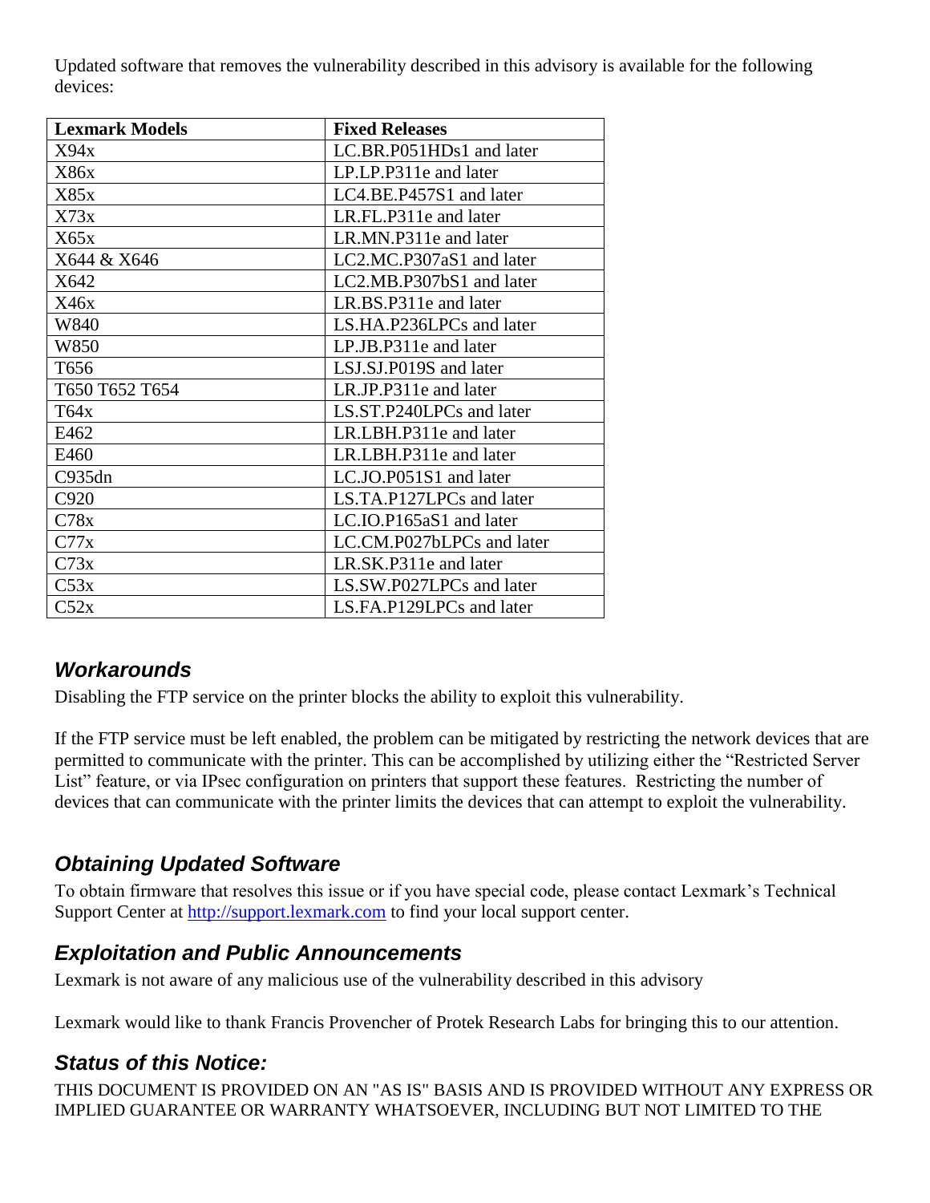Updated software that removes the vulnerability described in this advisory is available for the following devices:

| Lexmark Models | Fixed Releases |
|---|---|
| X94x | LC.BR.P051HDs1 and later |
| X86x | LP.LP.P311e and later |
| X85x | LC4.BE.P457S1 and later |
| X73x | LR.FL.P311e and later |
| X65x | LR.MN.P311e and later |
| X644 & X646 | LC2.MC.P307aS1 and later |
| X642 | LC2.MB.P307bS1 and later |
| X46x | LR.BS.P311e and later |
| W840 | LS.HA.P236LPCs and later |
| W850 | LP.JB.P311e and later |
| T656 | LSJ.SJ.P019S and later |
| T650 T652 T654 | LR.JP.P311e and later |
| T64x | LS.ST.P240LPCs and later |
| E462 | LR.LBH.P311e and later |
| E460 | LR.LBH.P311e and later |
| C935dn | LC.JO.P051S1 and later |
| C920 | LS.TA.P127LPCs and later |
| C78x | LC.IO.P165aS1 and later |
| C77x | LC.CM.P027bLPCs and later |
| C73x | LR.SK.P311e and later |
| C53x | LS.SW.P027LPCs and later |
| C52x | LS.FA.P129LPCs and later |

## *Workarounds*

Disabling the FTP service on the printer blocks the ability to exploit this vulnerability.

If the FTP service must be left enabled, the problem can be mitigated by restricting the network devices that are permitted to communicate with the printer. This can be accomplished by utilizing either the "Restricted Server List" feature, or via IPsec configuration on printers that support these features. Restricting the number of devices that can communicate with the printer limits the devices that can attempt to exploit the vulnerability.

## *Obtaining Updated Software*

To obtain firmware that resolves this issue or if you have special code, please contact Lexmark's Technical Support Center at [http://support.lexmark.com](http://support.lexmark.com) to find your local support center.

## *Exploitation and Public Announcements*

Lexmark is not aware of any malicious use of the vulnerability described in this advisory

Lexmark would like to thank Francis Provencher of Protek Research Labs for bringing this to our attention.

## *Status of this Notice:*

THIS DOCUMENT IS PROVIDED ON AN "AS IS" BASIS AND IS PROVIDED WITHOUT ANY EXPRESS OR IMPLIED GUARANTEE OR WARRANTY WHATSOEVER, INCLUDING BUT NOT LIMITED TO THE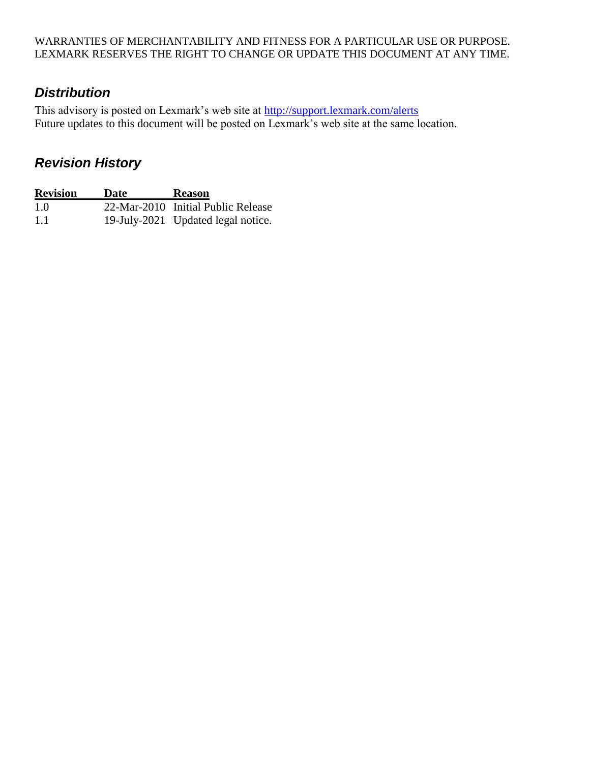WARRANTIES OF MERCHANTABILITY AND FITNESS FOR A PARTICULAR USE OR PURPOSE. LEXMARK RESERVES THE RIGHT TO CHANGE OR UPDATE THIS DOCUMENT AT ANY TIME.

## *Distribution*

This advisory is posted on Lexmark's web site at http://support.lexmark.com/alerts
Future updates to this document will be posted on Lexmark's web site at the same location.

## *Revision History*

| Revision | Date | Reason |
|---|---|---|
| 1.0 | 22-Mar-2010 | Initial Public Release |
| 1.1 | 19-July-2021 | Updated legal notice. |